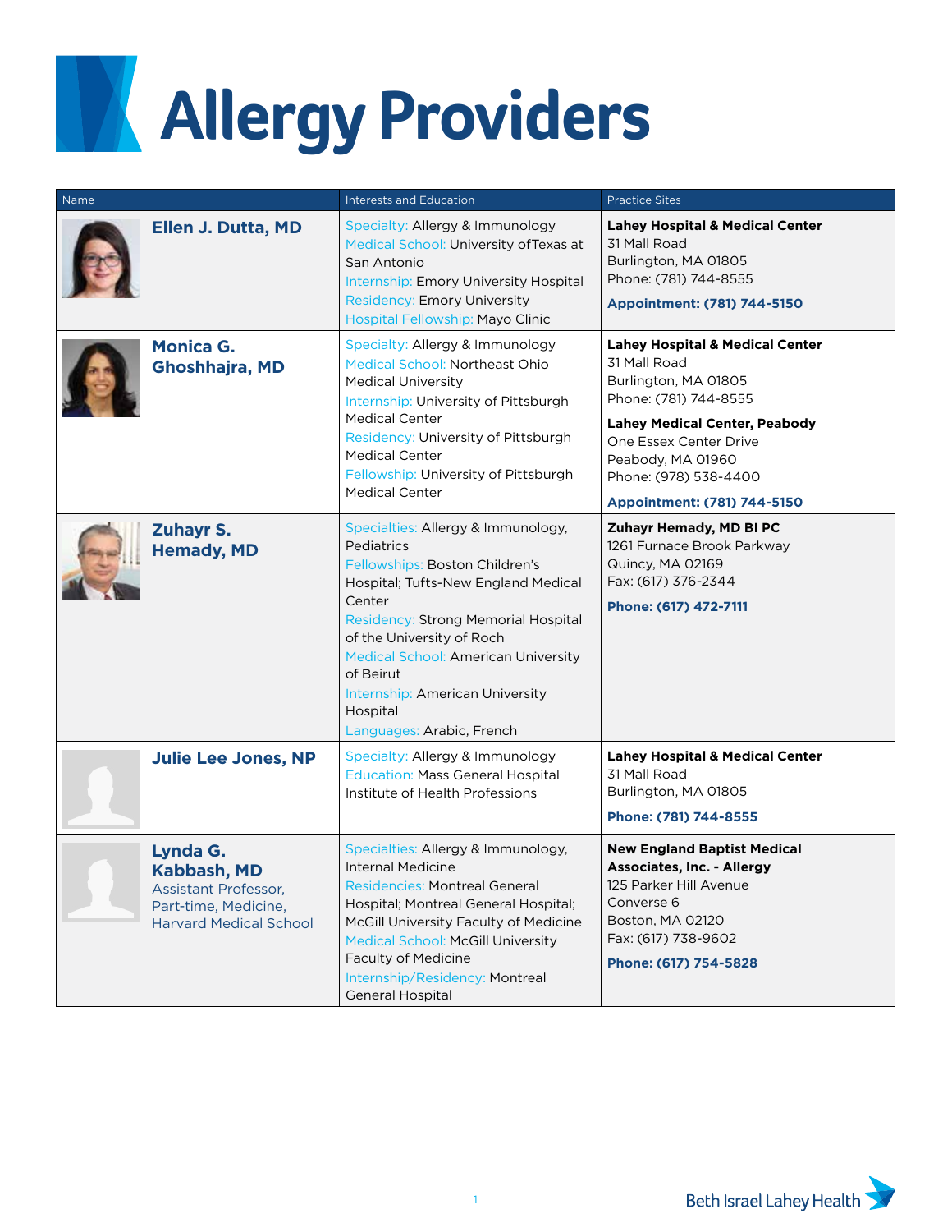# Allergy Providers

| Name | Interests and Education | Practice Sites |
|---|---|---|
| **Ellen J. Dutta, MD** | Specialty: Allergy & Immunology<br>Medical School: University ofTexas at San Antonio<br>Internship: Emory University Hospital<br>Residency: Emory University<br>Hospital Fellowship: Mayo Clinic | **Lahey Hospital & Medical Center**<br>31 Mall Road<br>Burlington, MA 01805<br>Phone: (781) 744-8555<br>**Appointment: (781) 744-5150** |
| **Monica G. Ghoshhajra, MD** | Specialty: Allergy & Immunology<br>Medical School: Northeast Ohio Medical University<br>Internship: University of Pittsburgh Medical Center<br>Residency: University of Pittsburgh Medical Center<br>Fellowship: University of Pittsburgh Medical Center | **Lahey Hospital & Medical Center**<br>31 Mall Road<br>Burlington, MA 01805<br>Phone: (781) 744-8555<br>**Lahey Medical Center, Peabody**<br>One Essex Center Drive<br>Peabody, MA 01960<br>Phone: (978) 538-4400<br>**Appointment: (781) 744-5150** |
| **Zuhayr S. Hemady, MD** | Specialties: Allergy & Immunology, Pediatrics<br>Fellowships: Boston Children's Hospital; Tufts-New England Medical Center<br>Residency: Strong Memorial Hospital of the University of Roch<br>Medical School: American University of Beirut<br>Internship: American University Hospital<br>Languages: Arabic, French | **Zuhayr Hemady, MD BI PC**<br>1261 Furnace Brook Parkway<br>Quincy, MA 02169<br>Fax: (617) 376-2344<br>**Phone: (617) 472-7111** |
| **Julie Lee Jones, NP** | Specialty: Allergy & Immunology<br>Education: Mass General Hospital Institute of Health Professions | **Lahey Hospital & Medical Center**<br>31 Mall Road<br>Burlington, MA 01805<br>**Phone: (781) 744-8555** |
| **Lynda G. Kabbash, MD**<br>Assistant Professor, Part-time, Medicine, Harvard Medical School | Specialties: Allergy & Immunology, Internal Medicine<br>Residencies: Montreal General Hospital; Montreal General Hospital; McGill University Faculty of Medicine<br>Medical School: McGill University Faculty of Medicine<br>Internship/Residency: Montreal General Hospital | **New England Baptist Medical Associates, Inc. - Allergy**<br>125 Parker Hill Avenue<br>Converse 6<br>Boston, MA 02120<br>Fax: (617) 738-9602<br>**Phone: (617) 754-5828** |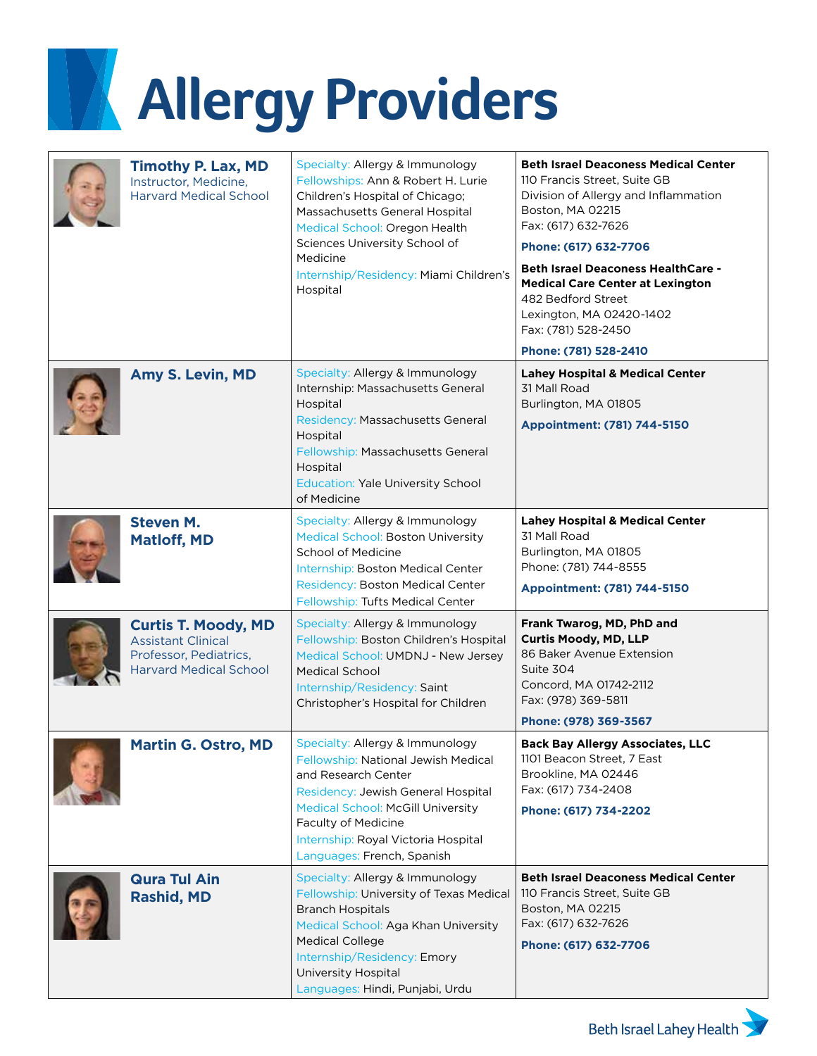# Allergy Providers

| Provider | Background | Locations |
|---|---|---|
| **Timothy P. Lax, MD**<br>Instructor, Medicine, Harvard Medical School | Specialty: Allergy & Immunology<br>Fellowships: Ann & Robert H. Lurie Children's Hospital of Chicago; Massachusetts General Hospital<br>Medical School: Oregon Health Sciences University School of Medicine<br>Internship/Residency: Miami Children's Hospital | **Beth Israel Deaconess Medical Center**<br>110 Francis Street, Suite GB<br>Division of Allergy and Inflammation<br>Boston, MA 02215<br>Fax: (617) 632-7626<br>**Phone: (617) 632-7706**<br>**Beth Israel Deaconess HealthCare - Medical Care Center at Lexington**<br>482 Bedford Street<br>Lexington, MA 02420-1402<br>Fax: (781) 528-2450<br>**Phone: (781) 528-2410** |
| **Amy S. Levin, MD** | Specialty: Allergy & Immunology<br>Internship: Massachusetts General Hospital<br>Residency: Massachusetts General Hospital<br>Fellowship: Massachusetts General Hospital<br>Education: Yale University School of Medicine | **Lahey Hospital & Medical Center**<br>31 Mall Road<br>Burlington, MA 01805<br>**Appointment: (781) 744-5150** |
| **Steven M. Matloff, MD** | Specialty: Allergy & Immunology<br>Medical School: Boston University School of Medicine<br>Internship: Boston Medical Center<br>Residency: Boston Medical Center<br>Fellowship: Tufts Medical Center | **Lahey Hospital & Medical Center**<br>31 Mall Road<br>Burlington, MA 01805<br>Phone: (781) 744-8555<br>**Appointment: (781) 744-5150** |
| **Curtis T. Moody, MD**<br>Assistant Clinical Professor, Pediatrics, Harvard Medical School | Specialty: Allergy & Immunology<br>Fellowship: Boston Children's Hospital<br>Medical School: UMDNJ - New Jersey Medical School<br>Internship/Residency: Saint Christopher's Hospital for Children | **Frank Twarog, MD, PhD and Curtis Moody, MD, LLP**<br>86 Baker Avenue Extension<br>Suite 304<br>Concord, MA 01742-2112<br>Fax: (978) 369-5811<br>**Phone: (978) 369-3567** |
| **Martin G. Ostro, MD** | Specialty: Allergy & Immunology<br>Fellowship: National Jewish Medical and Research Center<br>Residency: Jewish General Hospital<br>Medical School: McGill University Faculty of Medicine<br>Internship: Royal Victoria Hospital<br>Languages: French, Spanish | **Back Bay Allergy Associates, LLC**<br>1101 Beacon Street, 7 East<br>Brookline, MA 02446<br>Fax: (617) 734-2408<br>**Phone: (617) 734-2202** |
| **Qura Tul Ain Rashid, MD** | Specialty: Allergy & Immunology<br>Fellowship: University of Texas Medical Branch Hospitals<br>Medical School: Aga Khan University Medical College<br>Internship/Residency: Emory University Hospital<br>Languages: Hindi, Punjabi, Urdu | **Beth Israel Deaconess Medical Center**<br>110 Francis Street, Suite GB<br>Boston, MA 02215<br>Fax: (617) 632-7626<br>**Phone: (617) 632-7706** |

Beth Israel Lahey Health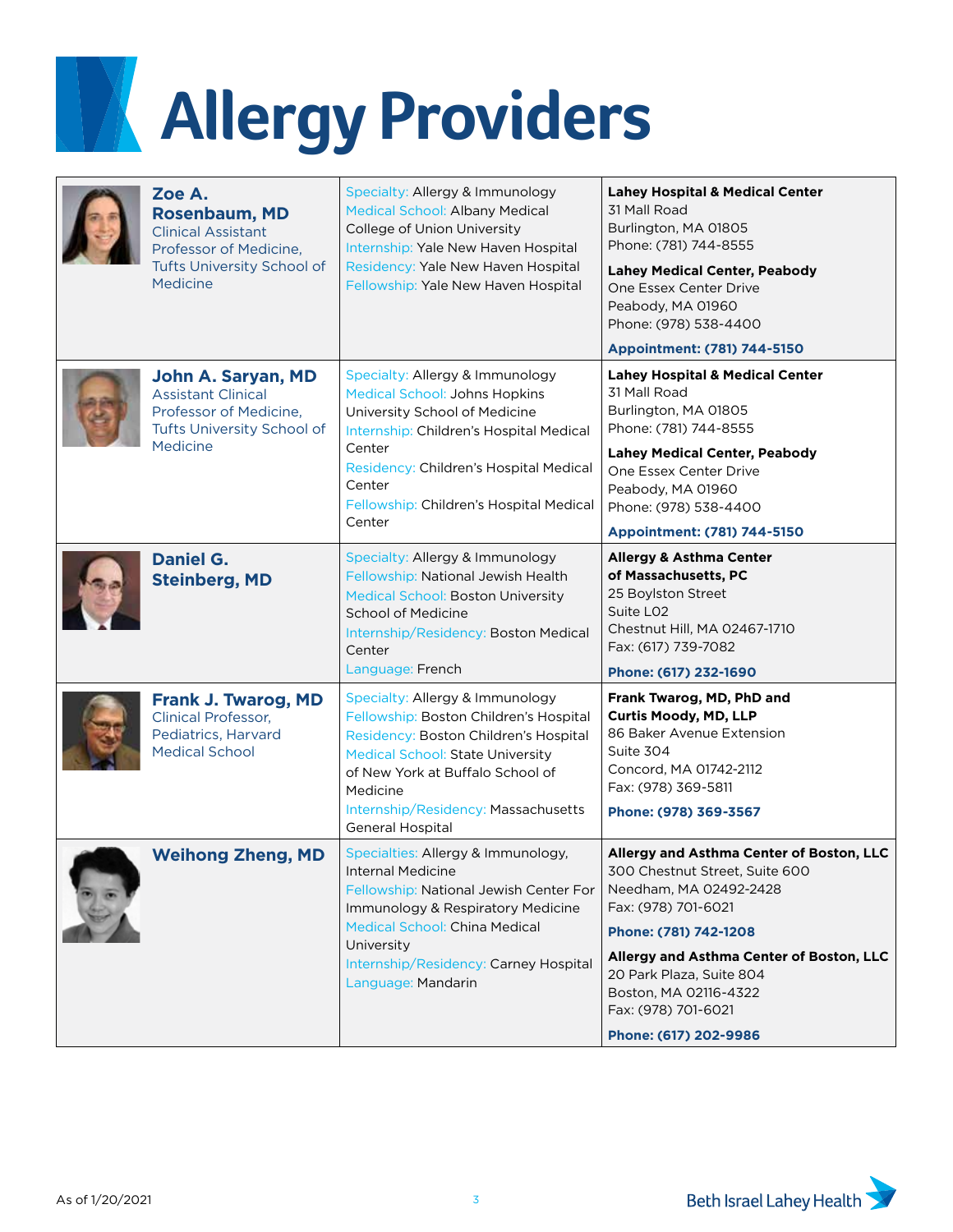# Allergy Providers

| | | | |
|---|---|---|---|
| | **Zoe A. Rosenbaum, MD**<br>Clinical Assistant Professor of Medicine, Tufts University School of Medicine | Specialty: Allergy & Immunology<br>Medical School: Albany Medical College of Union University<br>Internship: Yale New Haven Hospital<br>Residency: Yale New Haven Hospital<br>Fellowship: Yale New Haven Hospital | **Lahey Hospital & Medical Center**<br>31 Mall Road<br>Burlington, MA 01805<br>Phone: (781) 744-8555<br>**Lahey Medical Center, Peabody**<br>One Essex Center Drive<br>Peabody, MA 01960<br>Phone: (978) 538-4400<br>**Appointment: (781) 744-5150** |
| | **John A. Saryan, MD**<br>Assistant Clinical Professor of Medicine, Tufts University School of Medicine | Specialty: Allergy & Immunology<br>Medical School: Johns Hopkins University School of Medicine<br>Internship: Children's Hospital Medical Center<br>Residency: Children's Hospital Medical Center<br>Fellowship: Children's Hospital Medical Center | **Lahey Hospital & Medical Center**<br>31 Mall Road<br>Burlington, MA 01805<br>Phone: (781) 744-8555<br>**Lahey Medical Center, Peabody**<br>One Essex Center Drive<br>Peabody, MA 01960<br>Phone: (978) 538-4400<br>**Appointment: (781) 744-5150** |
| | **Daniel G. Steinberg, MD** | Specialty: Allergy & Immunology<br>Fellowship: National Jewish Health<br>Medical School: Boston University School of Medicine<br>Internship/Residency: Boston Medical Center<br>Language: French | **Allergy & Asthma Center of Massachusetts, PC**<br>25 Boylston Street<br>Suite L02<br>Chestnut Hill, MA 02467-1710<br>Fax: (617) 739-7082<br>**Phone: (617) 232-1690** |
| | **Frank J. Twarog, MD**<br>Clinical Professor, Pediatrics, Harvard Medical School | Specialty: Allergy & Immunology<br>Fellowship: Boston Children's Hospital<br>Residency: Boston Children's Hospital<br>Medical School: State University of New York at Buffalo School of Medicine<br>Internship/Residency: Massachusetts General Hospital | **Frank Twarog, MD, PhD and Curtis Moody, MD, LLP**<br>86 Baker Avenue Extension<br>Suite 304<br>Concord, MA 01742-2112<br>Fax: (978) 369-5811<br>**Phone: (978) 369-3567** |
| | **Weihong Zheng, MD** | Specialties: Allergy & Immunology, Internal Medicine<br>Fellowship: National Jewish Center For Immunology & Respiratory Medicine<br>Medical School: China Medical University<br>Internship/Residency: Carney Hospital<br>Language: Mandarin | **Allergy and Asthma Center of Boston, LLC**<br>300 Chestnut Street, Suite 600<br>Needham, MA 02492-2428<br>Fax: (978) 701-6021<br>**Phone: (781) 742-1208**<br>**Allergy and Asthma Center of Boston, LLC**<br>20 Park Plaza, Suite 804<br>Boston, MA 02116-4322<br>Fax: (978) 701-6021<br>**Phone: (617) 202-9986** |

As of 1/20/2021

Beth Israel Lahey Health